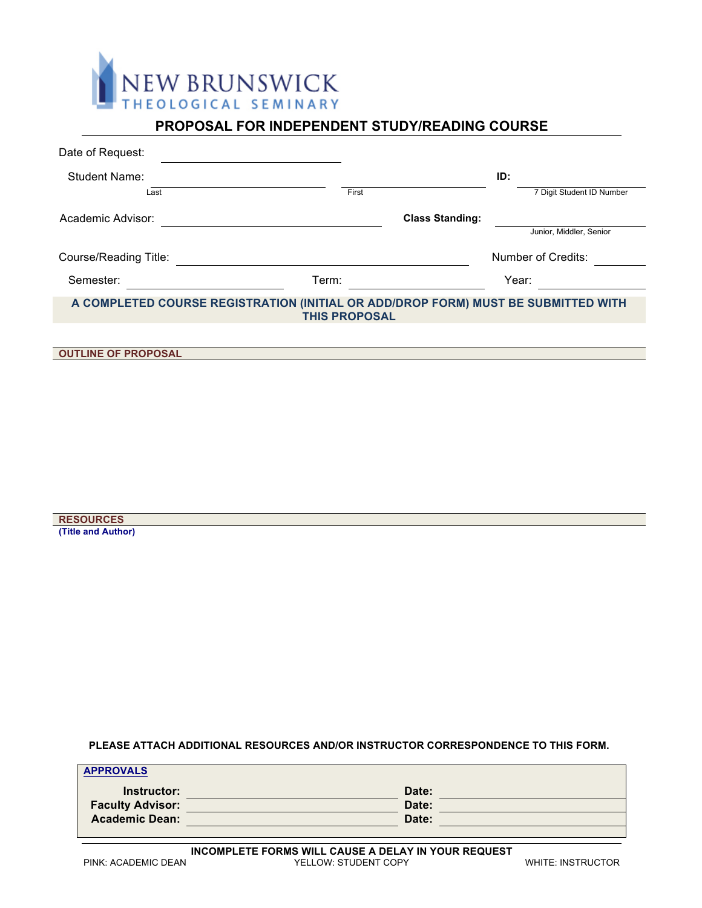NEW BRUNSWICK
THEOLOGICAL SEMINARY

# PROPOSAL FOR INDEPENDENT STUDY/READING COURSE

Date of Request: ____________________

Student Name: ____________________ ____________________ **ID:** ____________________
Last First 7 Digit Student ID Number

Academic Advisor: ____________________ **Class Standing:** ____________________
Junior, Middler, Senior

Course/Reading Title: ____________________ Number of Credits: ________

Semester: ____________________ Term: ____________________ Year: ____________________

**A COMPLETED COURSE REGISTRATION (INITIAL OR ADD/DROP FORM) MUST BE SUBMITTED WITH THIS PROPOSAL**

## OUTLINE OF PROPOSAL

## RESOURCES

**(Title and Author)**

**PLEASE ATTACH ADDITIONAL RESOURCES AND/OR INSTRUCTOR CORRESPONDENCE TO THIS FORM.**

## APPROVALS

**Instructor:** ____________________ **Date:** ____________________

**Faculty Advisor:** ____________________ **Date:** ____________________

**Academic Dean:** ____________________ **Date:** ____________________

**INCOMPLETE FORMS WILL CAUSE A DELAY IN YOUR REQUEST**

PINK: ACADEMIC DEAN YELLOW: STUDENT COPY WHITE: INSTRUCTOR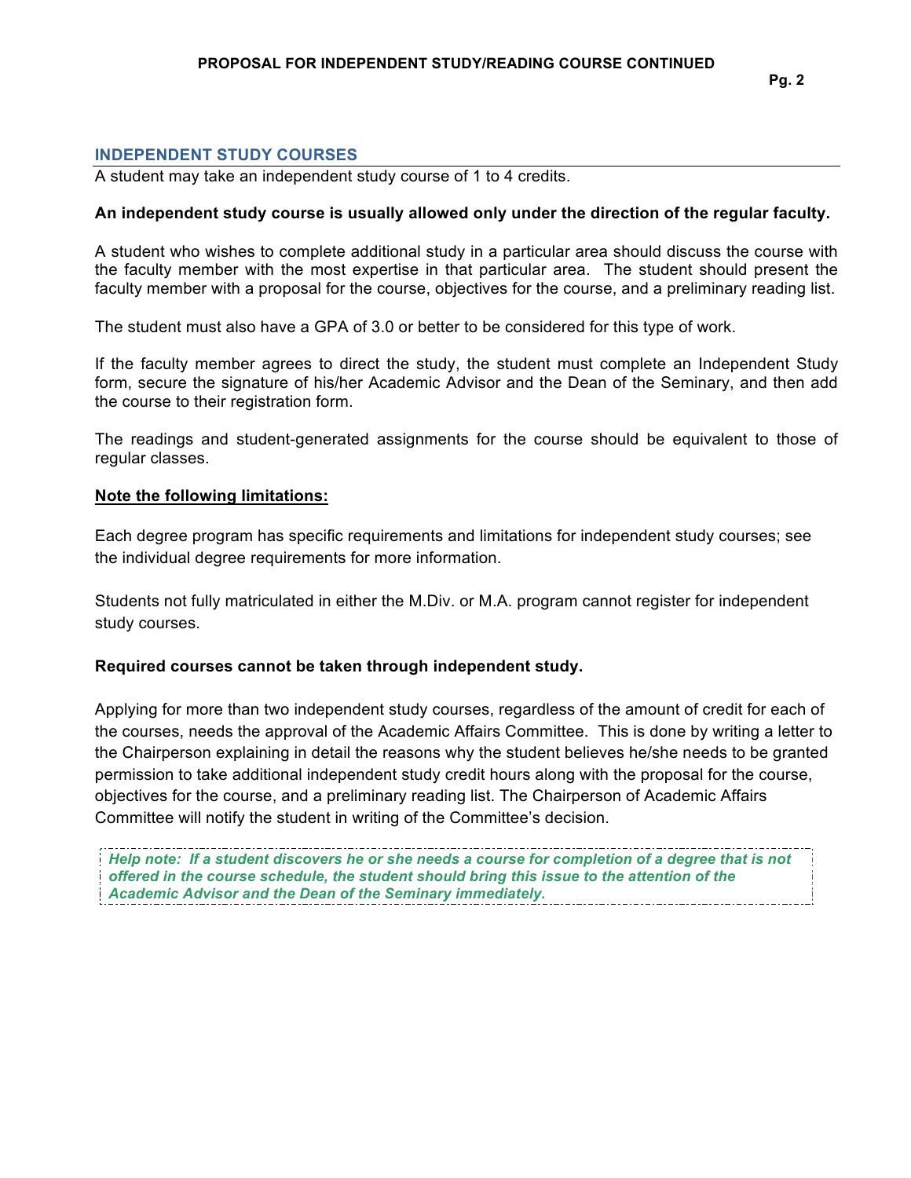## INDEPENDENT STUDY COURSES

A student may take an independent study course of 1 to 4 credits.

**An independent study course is usually allowed only under the direction of the regular faculty.**

A student who wishes to complete additional study in a particular area should discuss the course with the faculty member with the most expertise in that particular area. The student should present the faculty member with a proposal for the course, objectives for the course, and a preliminary reading list.

The student must also have a GPA of 3.0 or better to be considered for this type of work.

If the faculty member agrees to direct the study, the student must complete an Independent Study form, secure the signature of his/her Academic Advisor and the Dean of the Seminary, and then add the course to their registration form.

The readings and student-generated assignments for the course should be equivalent to those of regular classes.

**Note the following limitations:**

Each degree program has specific requirements and limitations for independent study courses; see the individual degree requirements for more information.

Students not fully matriculated in either the M.Div. or M.A. program cannot register for independent study courses.

**Required courses cannot be taken through independent study.**

Applying for more than two independent study courses, regardless of the amount of credit for each of the courses, needs the approval of the Academic Affairs Committee. This is done by writing a letter to the Chairperson explaining in detail the reasons why the student believes he/she needs to be granted permission to take additional independent study credit hours along with the proposal for the course, objectives for the course, and a preliminary reading list. The Chairperson of Academic Affairs Committee will notify the student in writing of the Committee's decision.

***Help note: If a student discovers he or she needs a course for completion of a degree that is not offered in the course schedule, the student should bring this issue to the attention of the Academic Advisor and the Dean of the Seminary immediately.***